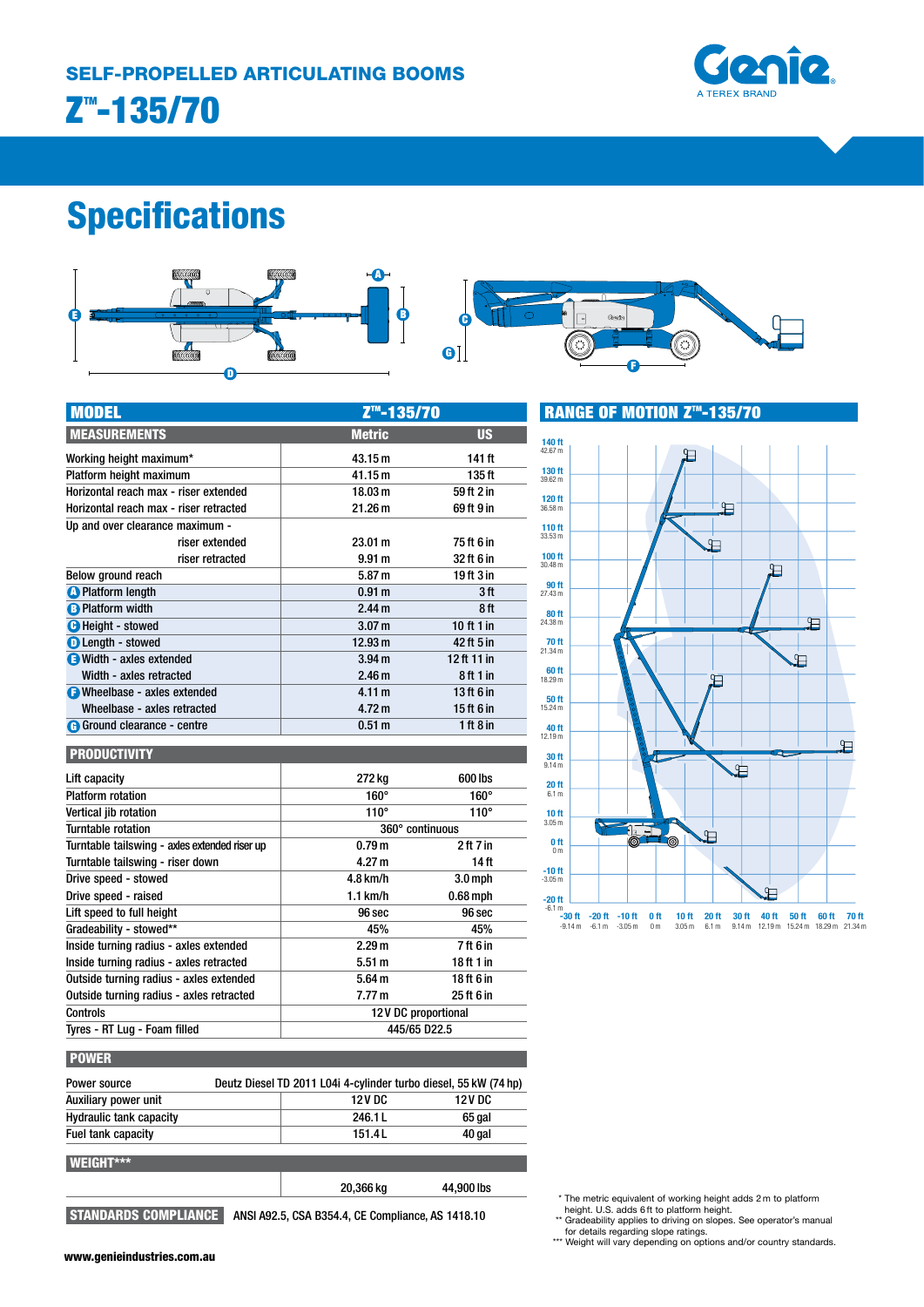## SELF-PROPELLED ARTICULATING BOOMS

# Z™-135/70

# Specifications

| MODEL | Z™-135/70 | |
|---|---|---|
| **MEASUREMENTS** | **Metric** | **US** |
| Working height maximum* | 43.15 m | 141 ft |
| Platform height maximum | 41.15 m | 135 ft |
| Horizontal reach max - riser extended | 18.03 m | 59 ft 2 in |
| Horizontal reach max - riser retracted | 21.26 m | 69 ft 9 in |
| Up and over clearance maximum - riser extended | 23.01 m | 75 ft 6 in |
| riser retracted | 9.91 m | 32 ft 6 in |
| Below ground reach | 5.87 m | 19 ft 3 in |
| A Platform length | 0.91 m | 3 ft |
| B Platform width | 2.44 m | 8 ft |
| C Height - stowed | 3.07 m | 10 ft 1 in |
| D Length - stowed | 12.93 m | 42 ft 5 in |
| E Width - axles extended | 3.94 m | 12 ft 11 in |
| Width - axles retracted | 2.46 m | 8 ft 1 in |
| F Wheelbase - axles extended | 4.11 m | 13 ft 6 in |
| Wheelbase - axles retracted | 4.72 m | 15 ft 6 in |
| G Ground clearance - centre | 0.51 m | 1 ft 8 in |

| PRODUCTIVITY | | |
|---|---|---|
| Lift capacity | 272 kg | 600 lbs |
| Platform rotation | 160° | 160° |
| Vertical jib rotation | 110° | 110° |
| Turntable rotation | 360° continuous | |
| Turntable tailswing - axles extended riser up | 0.79 m | 2 ft 7 in |
| Turntable tailswing - riser down | 4.27 m | 14 ft |
| Drive speed - stowed | 4.8 km/h | 3.0 mph |
| Drive speed - raised | 1.1 km/h | 0.68 mph |
| Lift speed to full height | 96 sec | 96 sec |
| Gradeability - stowed** | 45% | 45% |
| Inside turning radius - axles extended | 2.29 m | 7 ft 6 in |
| Inside turning radius - axles retracted | 5.51 m | 18 ft 1 in |
| Outside turning radius - axles extended | 5.64 m | 18 ft 6 in |
| Outside turning radius - axles retracted | 7.77 m | 25 ft 6 in |
| Controls | 12 V DC proportional | |
| Tyres - RT Lug - Foam filled | 445/65 D22.5 | |

| POWER | | |
|---|---|---|
| Power source | Deutz Diesel TD 2011 L04i 4-cylinder turbo diesel, 55 kW (74 hp) | |
| Auxiliary power unit | 12 V DC | 12 V DC |
| Hydraulic tank capacity | 246.1 L | 65 gal |
| Fuel tank capacity | 151.4 L | 40 gal |

| WEIGHT*** | | |
|---|---|---|
| | 20,366 kg | 44,900 lbs |

**STANDARDS COMPLIANCE** ANSI A92.5, CSA B354.4, CE Compliance, AS 1418.10

## RANGE OF MOTION Z™-135/70

\* The metric equivalent of working height adds 2 m to platform height. U.S. adds 6 ft to platform height.
\*\* Gradeability applies to driving on slopes. See operator's manual for details regarding slope ratings.
\*\*\* Weight will vary depending on options and/or country standards.

www.genieindustries.com.au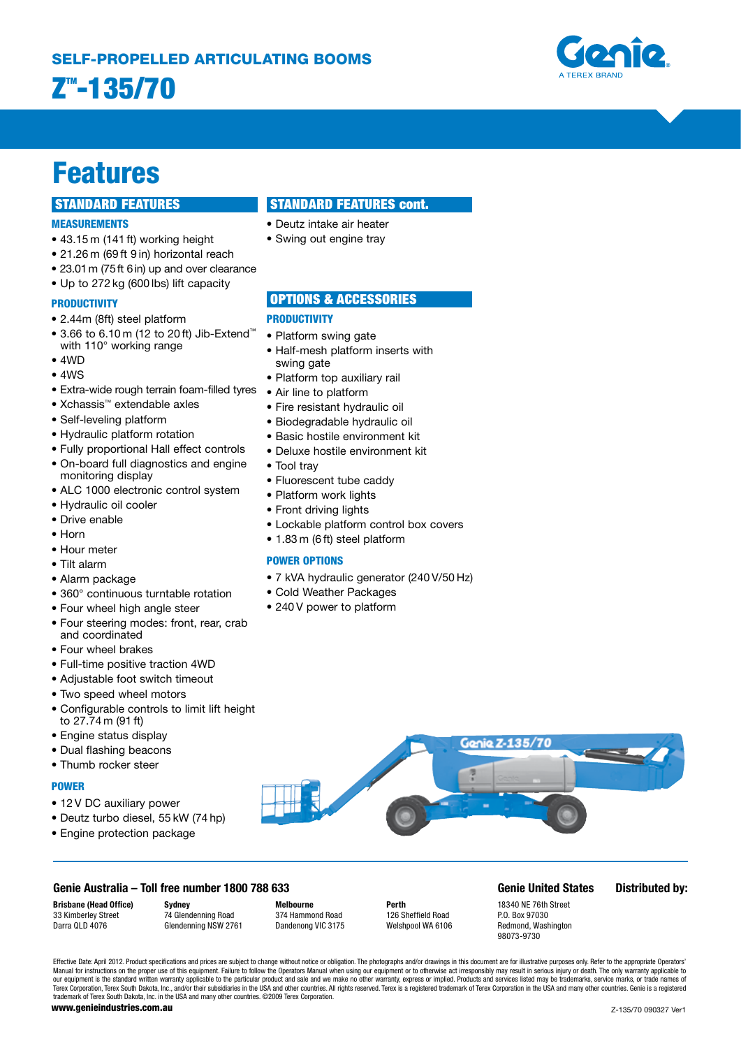# SELF-PROPELLED ARTICULATING BOOMS

# Z™-135/70

# Features

## STANDARD FEATURES

### MEASUREMENTS

- 43.15 m (141 ft) working height
- 21.26 m (69 ft 9 in) horizontal reach
- 23.01 m (75 ft 6 in) up and over clearance
- Up to 272 kg (600 lbs) lift capacity

### PRODUCTIVITY

- 2.44m (8ft) steel platform
- 3.66 to 6.10 m (12 to 20 ft) Jib-Extend™ with 110° working range
- 4WD
- 4WS
- Extra-wide rough terrain foam-filled tyres
- Xchassis™ extendable axles
- Self-leveling platform
- Hydraulic platform rotation
- Fully proportional Hall effect controls
- On-board full diagnostics and engine monitoring display
- ALC 1000 electronic control system
- Hydraulic oil cooler
- Drive enable
- Horn
- Hour meter
- Tilt alarm
- Alarm package
- 360° continuous turntable rotation
- Four wheel high angle steer
- Four steering modes: front, rear, crab and coordinated
- Four wheel brakes
- Full-time positive traction 4WD
- Adjustable foot switch timeout
- Two speed wheel motors
- Configurable controls to limit lift height to 27.74 m (91 ft)
- Engine status display
- Dual flashing beacons
- Thumb rocker steer

### POWER

- 12 V DC auxiliary power
- Deutz turbo diesel, 55 kW (74 hp)
- Engine protection package

## STANDARD FEATURES cont.

- Deutz intake air heater
- Swing out engine tray

## OPTIONS & ACCESSORIES

### PRODUCTIVITY

- Platform swing gate
- Half-mesh platform inserts with swing gate
- Platform top auxiliary rail
- Air line to platform
- Fire resistant hydraulic oil
- Biodegradable hydraulic oil
- Basic hostile environment kit
- Deluxe hostile environment kit
- Tool tray
- Fluorescent tube caddy
- Platform work lights
- Front driving lights
- Lockable platform control box covers
- 1.83 m (6 ft) steel platform

### POWER OPTIONS

- 7 kVA hydraulic generator (240 V/50 Hz)
- Cold Weather Packages
- 240 V power to platform

---

**Genie Australia – Toll free number 1800 788 633**

**Brisbane (Head Office)**
33 Kimberley Street
Darra QLD 4076

**Sydney**
74 Glendenning Road
Glendenning NSW 2761

**Melbourne**
374 Hammond Road
Dandenong VIC 3175

**Perth**
126 Sheffield Road
Welshpool WA 6106

**Genie United States**
18340 NE 76th Street
P.O. Box 97030
Redmond, Washington
98073-9730

**Distributed by:**

Effective Date: April 2012. Product specifications and prices are subject to change without notice or obligation. The photographs and/or drawings in this document are for illustrative purposes only. Refer to the appropriate Operators' Manual for instructions on the proper use of this equipment. Failure to follow the Operators Manual when using our equipment or to otherwise act irresponsibly may result in serious injury or death. The only warranty applicable to our equipment is the standard written warranty applicable to the particular product and sale and we make no other warranty, express or implied. Products and services listed may be trademarks, service marks, or trade names of Terex Corporation, Terex South Dakota, Inc., and/or their subsidiaries in the USA and other countries. All rights reserved. Terex is a registered trademark of Terex Corporation in the USA and many other countries. Genie is a registered trademark of Terex South Dakota, Inc. in the USA and many other countries. ©2009 Terex Corporation.

**www.genieindustries.com.au**

Z-135/70 090327 Ver1